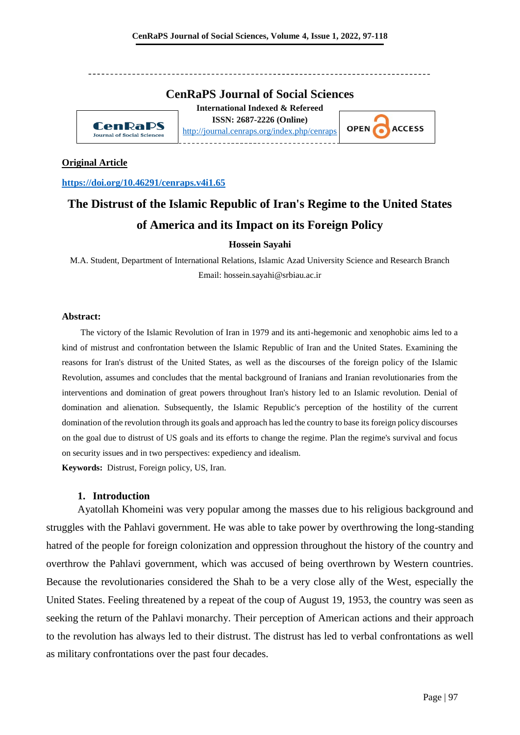# CenRaPS Journal of Social Sciences

**International Indexed & Refereed**
**ISSN: 2687-2226 (Online)**
http://journal.cenraps.org/index.php/cenraps

**Original Article**

**https://doi.org/10.46291/cenraps.v4i1.65**

# The Distrust of the Islamic Republic of Iran's Regime to the United States of America and its Impact on its Foreign Policy

**Hossein Sayahi**

M.A. Student, Department of International Relations, Islamic Azad University Science and Research Branch
Email: hossein.sayahi@srbiau.ac.ir

**Abstract:**

The victory of the Islamic Revolution of Iran in 1979 and its anti-hegemonic and xenophobic aims led to a kind of mistrust and confrontation between the Islamic Republic of Iran and the United States. Examining the reasons for Iran's distrust of the United States, as well as the discourses of the foreign policy of the Islamic Revolution, assumes and concludes that the mental background of Iranians and Iranian revolutionaries from the interventions and domination of great powers throughout Iran's history led to an Islamic revolution. Denial of domination and alienation. Subsequently, the Islamic Republic's perception of the hostility of the current domination of the revolution through its goals and approach has led the country to base its foreign policy discourses on the goal due to distrust of US goals and its efforts to change the regime. Plan the regime's survival and focus on security issues and in two perspectives: expediency and idealism.

**Keywords:** Distrust, Foreign policy, US, Iran.

## 1. Introduction

Ayatollah Khomeini was very popular among the masses due to his religious background and struggles with the Pahlavi government. He was able to take power by overthrowing the long-standing hatred of the people for foreign colonization and oppression throughout the history of the country and overthrow the Pahlavi government, which was accused of being overthrown by Western countries. Because the revolutionaries considered the Shah to be a very close ally of the West, especially the United States. Feeling threatened by a repeat of the coup of August 19, 1953, the country was seen as seeking the return of the Pahlavi monarchy. Their perception of American actions and their approach to the revolution has always led to their distrust. The distrust has led to verbal confrontations as well as military confrontations over the past four decades.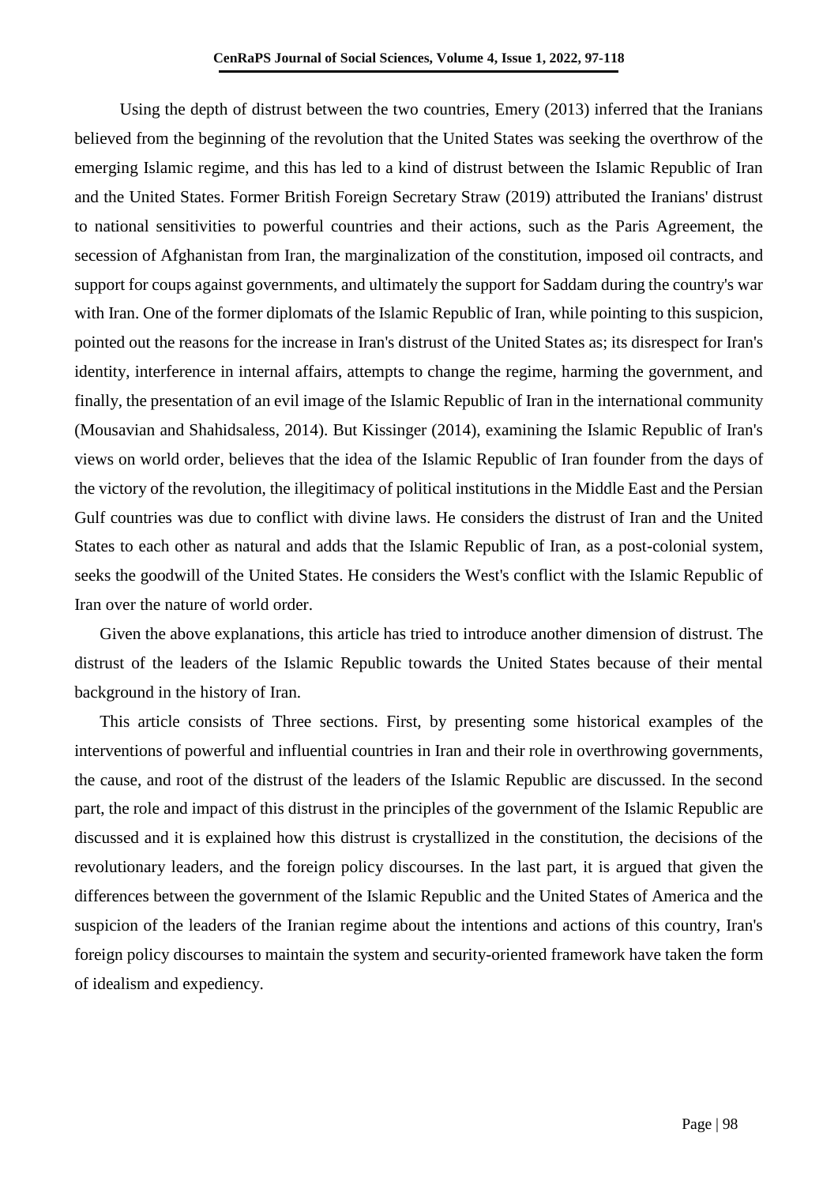Using the depth of distrust between the two countries, Emery (2013) inferred that the Iranians believed from the beginning of the revolution that the United States was seeking the overthrow of the emerging Islamic regime, and this has led to a kind of distrust between the Islamic Republic of Iran and the United States. Former British Foreign Secretary Straw (2019) attributed the Iranians' distrust to national sensitivities to powerful countries and their actions, such as the Paris Agreement, the secession of Afghanistan from Iran, the marginalization of the constitution, imposed oil contracts, and support for coups against governments, and ultimately the support for Saddam during the country's war with Iran. One of the former diplomats of the Islamic Republic of Iran, while pointing to this suspicion, pointed out the reasons for the increase in Iran's distrust of the United States as; its disrespect for Iran's identity, interference in internal affairs, attempts to change the regime, harming the government, and finally, the presentation of an evil image of the Islamic Republic of Iran in the international community (Mousavian and Shahidsaless, 2014). But Kissinger (2014), examining the Islamic Republic of Iran's views on world order, believes that the idea of the Islamic Republic of Iran founder from the days of the victory of the revolution, the illegitimacy of political institutions in the Middle East and the Persian Gulf countries was due to conflict with divine laws. He considers the distrust of Iran and the United States to each other as natural and adds that the Islamic Republic of Iran, as a post-colonial system, seeks the goodwill of the United States. He considers the West's conflict with the Islamic Republic of Iran over the nature of world order.

Given the above explanations, this article has tried to introduce another dimension of distrust. The distrust of the leaders of the Islamic Republic towards the United States because of their mental background in the history of Iran.

This article consists of Three sections. First, by presenting some historical examples of the interventions of powerful and influential countries in Iran and their role in overthrowing governments, the cause, and root of the distrust of the leaders of the Islamic Republic are discussed. In the second part, the role and impact of this distrust in the principles of the government of the Islamic Republic are discussed and it is explained how this distrust is crystallized in the constitution, the decisions of the revolutionary leaders, and the foreign policy discourses. In the last part, it is argued that given the differences between the government of the Islamic Republic and the United States of America and the suspicion of the leaders of the Iranian regime about the intentions and actions of this country, Iran's foreign policy discourses to maintain the system and security-oriented framework have taken the form of idealism and expediency.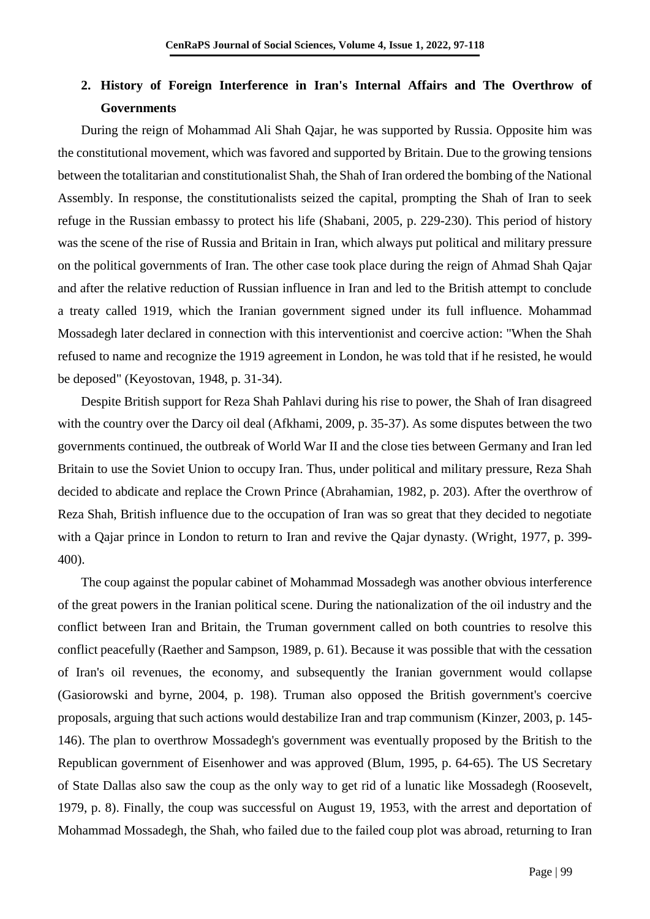## 2. History of Foreign Interference in Iran's Internal Affairs and The Overthrow of Governments

During the reign of Mohammad Ali Shah Qajar, he was supported by Russia. Opposite him was the constitutional movement, which was favored and supported by Britain. Due to the growing tensions between the totalitarian and constitutionalist Shah, the Shah of Iran ordered the bombing of the National Assembly. In response, the constitutionalists seized the capital, prompting the Shah of Iran to seek refuge in the Russian embassy to protect his life (Shabani, 2005, p. 229-230). This period of history was the scene of the rise of Russia and Britain in Iran, which always put political and military pressure on the political governments of Iran. The other case took place during the reign of Ahmad Shah Qajar and after the relative reduction of Russian influence in Iran and led to the British attempt to conclude a treaty called 1919, which the Iranian government signed under its full influence. Mohammad Mossadegh later declared in connection with this interventionist and coercive action: "When the Shah refused to name and recognize the 1919 agreement in London, he was told that if he resisted, he would be deposed" (Keyostovan, 1948, p. 31-34).

Despite British support for Reza Shah Pahlavi during his rise to power, the Shah of Iran disagreed with the country over the Darcy oil deal (Afkhami, 2009, p. 35-37). As some disputes between the two governments continued, the outbreak of World War II and the close ties between Germany and Iran led Britain to use the Soviet Union to occupy Iran. Thus, under political and military pressure, Reza Shah decided to abdicate and replace the Crown Prince (Abrahamian, 1982, p. 203). After the overthrow of Reza Shah, British influence due to the occupation of Iran was so great that they decided to negotiate with a Qajar prince in London to return to Iran and revive the Qajar dynasty. (Wright, 1977, p. 399-400).

The coup against the popular cabinet of Mohammad Mossadegh was another obvious interference of the great powers in the Iranian political scene. During the nationalization of the oil industry and the conflict between Iran and Britain, the Truman government called on both countries to resolve this conflict peacefully (Raether and Sampson, 1989, p. 61). Because it was possible that with the cessation of Iran's oil revenues, the economy, and subsequently the Iranian government would collapse (Gasiorowski and byrne, 2004, p. 198). Truman also opposed the British government's coercive proposals, arguing that such actions would destabilize Iran and trap communism (Kinzer, 2003, p. 145-146). The plan to overthrow Mossadegh's government was eventually proposed by the British to the Republican government of Eisenhower and was approved (Blum, 1995, p. 64-65). The US Secretary of State Dallas also saw the coup as the only way to get rid of a lunatic like Mossadegh (Roosevelt, 1979, p. 8). Finally, the coup was successful on August 19, 1953, with the arrest and deportation of Mohammad Mossadegh, the Shah, who failed due to the failed coup plot was abroad, returning to Iran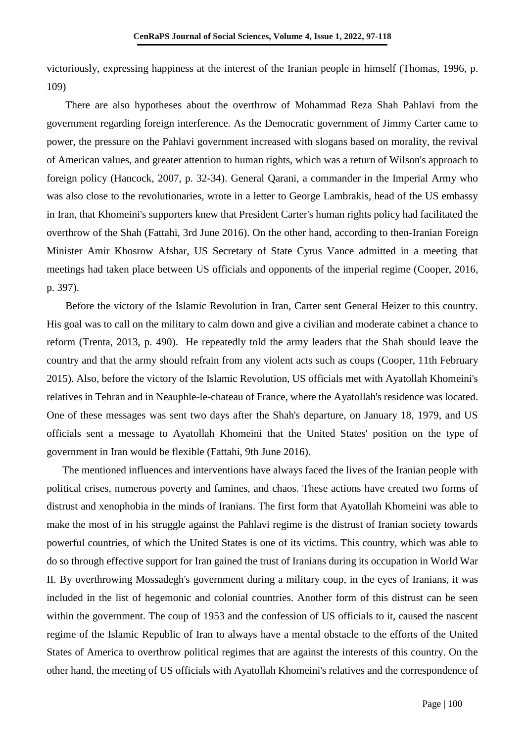victoriously, expressing happiness at the interest of the Iranian people in himself (Thomas, 1996, p. 109)

There are also hypotheses about the overthrow of Mohammad Reza Shah Pahlavi from the government regarding foreign interference. As the Democratic government of Jimmy Carter came to power, the pressure on the Pahlavi government increased with slogans based on morality, the revival of American values, and greater attention to human rights, which was a return of Wilson's approach to foreign policy (Hancock, 2007, p. 32-34). General Qarani, a commander in the Imperial Army who was also close to the revolutionaries, wrote in a letter to George Lambrakis, head of the US embassy in Iran, that Khomeini's supporters knew that President Carter's human rights policy had facilitated the overthrow of the Shah (Fattahi, 3rd June 2016). On the other hand, according to then-Iranian Foreign Minister Amir Khosrow Afshar, US Secretary of State Cyrus Vance admitted in a meeting that meetings had taken place between US officials and opponents of the imperial regime (Cooper, 2016, p. 397).

Before the victory of the Islamic Revolution in Iran, Carter sent General Heizer to this country. His goal was to call on the military to calm down and give a civilian and moderate cabinet a chance to reform (Trenta, 2013, p. 490). He repeatedly told the army leaders that the Shah should leave the country and that the army should refrain from any violent acts such as coups (Cooper, 11th February 2015). Also, before the victory of the Islamic Revolution, US officials met with Ayatollah Khomeini's relatives in Tehran and in Neauphle-le-chateau of France, where the Ayatollah's residence was located. One of these messages was sent two days after the Shah's departure, on January 18, 1979, and US officials sent a message to Ayatollah Khomeini that the United States' position on the type of government in Iran would be flexible (Fattahi, 9th June 2016).

The mentioned influences and interventions have always faced the lives of the Iranian people with political crises, numerous poverty and famines, and chaos. These actions have created two forms of distrust and xenophobia in the minds of Iranians. The first form that Ayatollah Khomeini was able to make the most of in his struggle against the Pahlavi regime is the distrust of Iranian society towards powerful countries, of which the United States is one of its victims. This country, which was able to do so through effective support for Iran gained the trust of Iranians during its occupation in World War II. By overthrowing Mossadegh's government during a military coup, in the eyes of Iranians, it was included in the list of hegemonic and colonial countries. Another form of this distrust can be seen within the government. The coup of 1953 and the confession of US officials to it, caused the nascent regime of the Islamic Republic of Iran to always have a mental obstacle to the efforts of the United States of America to overthrow political regimes that are against the interests of this country. On the other hand, the meeting of US officials with Ayatollah Khomeini's relatives and the correspondence of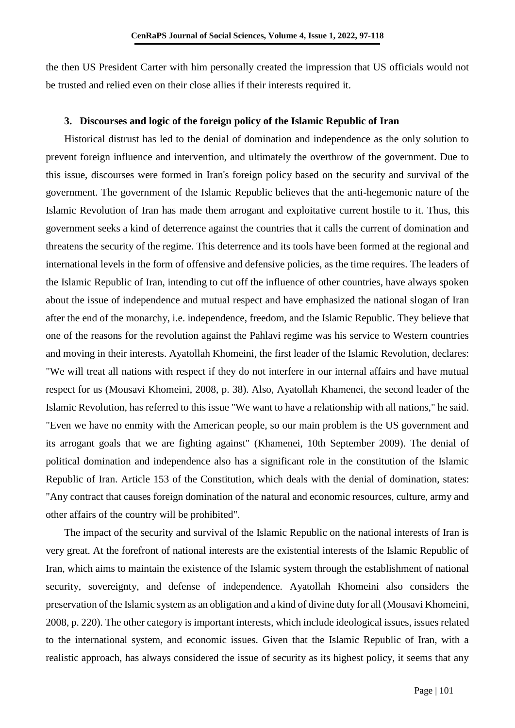the then US President Carter with him personally created the impression that US officials would not be trusted and relied even on their close allies if their interests required it.

## 3. Discourses and logic of the foreign policy of the Islamic Republic of Iran

Historical distrust has led to the denial of domination and independence as the only solution to prevent foreign influence and intervention, and ultimately the overthrow of the government. Due to this issue, discourses were formed in Iran's foreign policy based on the security and survival of the government. The government of the Islamic Republic believes that the anti-hegemonic nature of the Islamic Revolution of Iran has made them arrogant and exploitative current hostile to it. Thus, this government seeks a kind of deterrence against the countries that it calls the current of domination and threatens the security of the regime. This deterrence and its tools have been formed at the regional and international levels in the form of offensive and defensive policies, as the time requires. The leaders of the Islamic Republic of Iran, intending to cut off the influence of other countries, have always spoken about the issue of independence and mutual respect and have emphasized the national slogan of Iran after the end of the monarchy, i.e. independence, freedom, and the Islamic Republic. They believe that one of the reasons for the revolution against the Pahlavi regime was his service to Western countries and moving in their interests. Ayatollah Khomeini, the first leader of the Islamic Revolution, declares: "We will treat all nations with respect if they do not interfere in our internal affairs and have mutual respect for us (Mousavi Khomeini, 2008, p. 38). Also, Ayatollah Khamenei, the second leader of the Islamic Revolution, has referred to this issue "We want to have a relationship with all nations," he said. "Even we have no enmity with the American people, so our main problem is the US government and its arrogant goals that we are fighting against" (Khamenei, 10th September 2009). The denial of political domination and independence also has a significant role in the constitution of the Islamic Republic of Iran. Article 153 of the Constitution, which deals with the denial of domination, states: "Any contract that causes foreign domination of the natural and economic resources, culture, army and other affairs of the country will be prohibited".

The impact of the security and survival of the Islamic Republic on the national interests of Iran is very great. At the forefront of national interests are the existential interests of the Islamic Republic of Iran, which aims to maintain the existence of the Islamic system through the establishment of national security, sovereignty, and defense of independence. Ayatollah Khomeini also considers the preservation of the Islamic system as an obligation and a kind of divine duty for all (Mousavi Khomeini, 2008, p. 220). The other category is important interests, which include ideological issues, issues related to the international system, and economic issues. Given that the Islamic Republic of Iran, with a realistic approach, has always considered the issue of security as its highest policy, it seems that any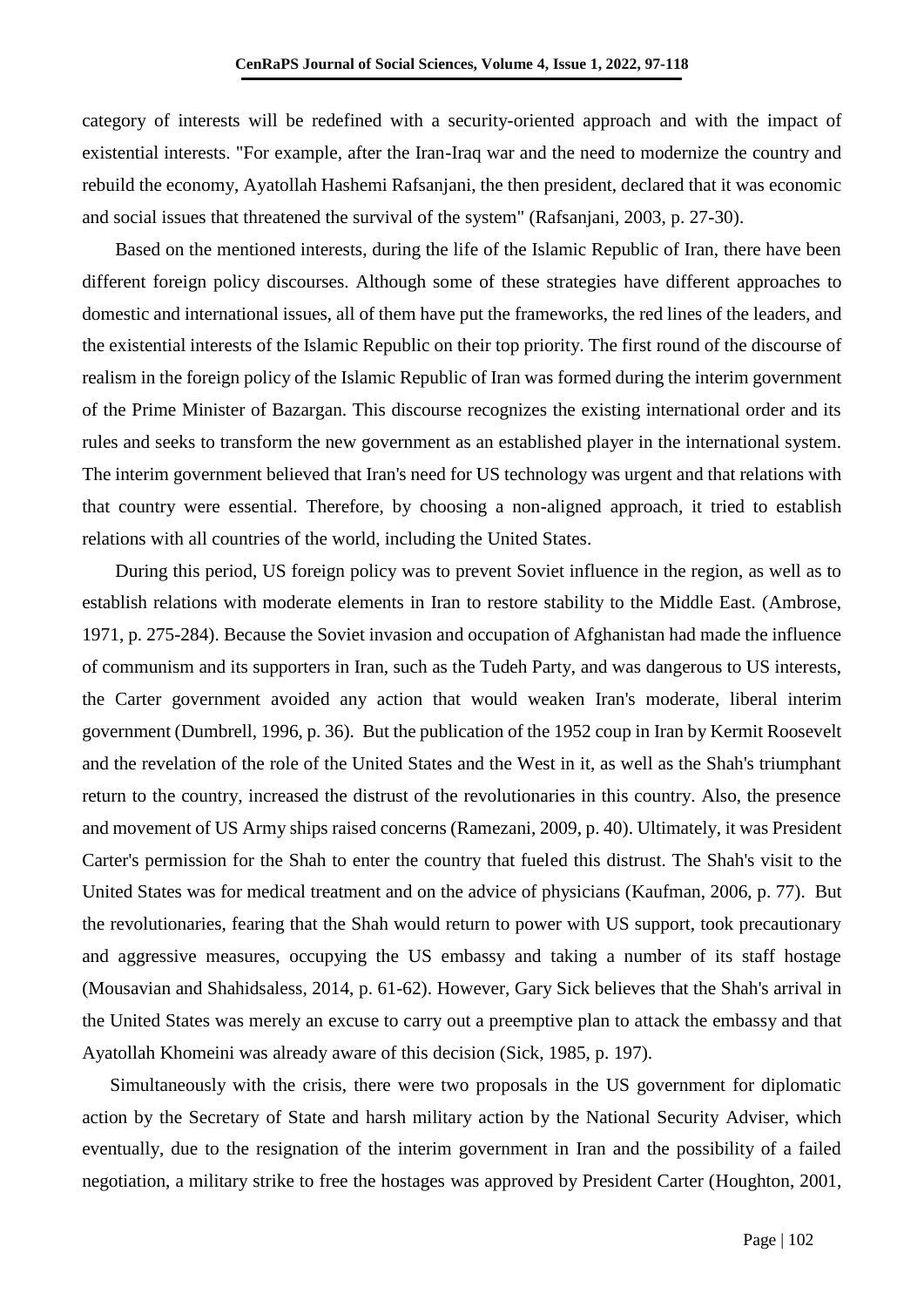category of interests will be redefined with a security-oriented approach and with the impact of existential interests. "For example, after the Iran-Iraq war and the need to modernize the country and rebuild the economy, Ayatollah Hashemi Rafsanjani, the then president, declared that it was economic and social issues that threatened the survival of the system" (Rafsanjani, 2003, p. 27-30).

Based on the mentioned interests, during the life of the Islamic Republic of Iran, there have been different foreign policy discourses. Although some of these strategies have different approaches to domestic and international issues, all of them have put the frameworks, the red lines of the leaders, and the existential interests of the Islamic Republic on their top priority. The first round of the discourse of realism in the foreign policy of the Islamic Republic of Iran was formed during the interim government of the Prime Minister of Bazargan. This discourse recognizes the existing international order and its rules and seeks to transform the new government as an established player in the international system. The interim government believed that Iran's need for US technology was urgent and that relations with that country were essential. Therefore, by choosing a non-aligned approach, it tried to establish relations with all countries of the world, including the United States.

During this period, US foreign policy was to prevent Soviet influence in the region, as well as to establish relations with moderate elements in Iran to restore stability to the Middle East. (Ambrose, 1971, p. 275-284). Because the Soviet invasion and occupation of Afghanistan had made the influence of communism and its supporters in Iran, such as the Tudeh Party, and was dangerous to US interests, the Carter government avoided any action that would weaken Iran's moderate, liberal interim government (Dumbrell, 1996, p. 36). But the publication of the 1952 coup in Iran by Kermit Roosevelt and the revelation of the role of the United States and the West in it, as well as the Shah's triumphant return to the country, increased the distrust of the revolutionaries in this country. Also, the presence and movement of US Army ships raised concerns (Ramezani, 2009, p. 40). Ultimately, it was President Carter's permission for the Shah to enter the country that fueled this distrust. The Shah's visit to the United States was for medical treatment and on the advice of physicians (Kaufman, 2006, p. 77). But the revolutionaries, fearing that the Shah would return to power with US support, took precautionary and aggressive measures, occupying the US embassy and taking a number of its staff hostage (Mousavian and Shahidsaless, 2014, p. 61-62). However, Gary Sick believes that the Shah's arrival in the United States was merely an excuse to carry out a preemptive plan to attack the embassy and that Ayatollah Khomeini was already aware of this decision (Sick, 1985, p. 197).

Simultaneously with the crisis, there were two proposals in the US government for diplomatic action by the Secretary of State and harsh military action by the National Security Adviser, which eventually, due to the resignation of the interim government in Iran and the possibility of a failed negotiation, a military strike to free the hostages was approved by President Carter (Houghton, 2001,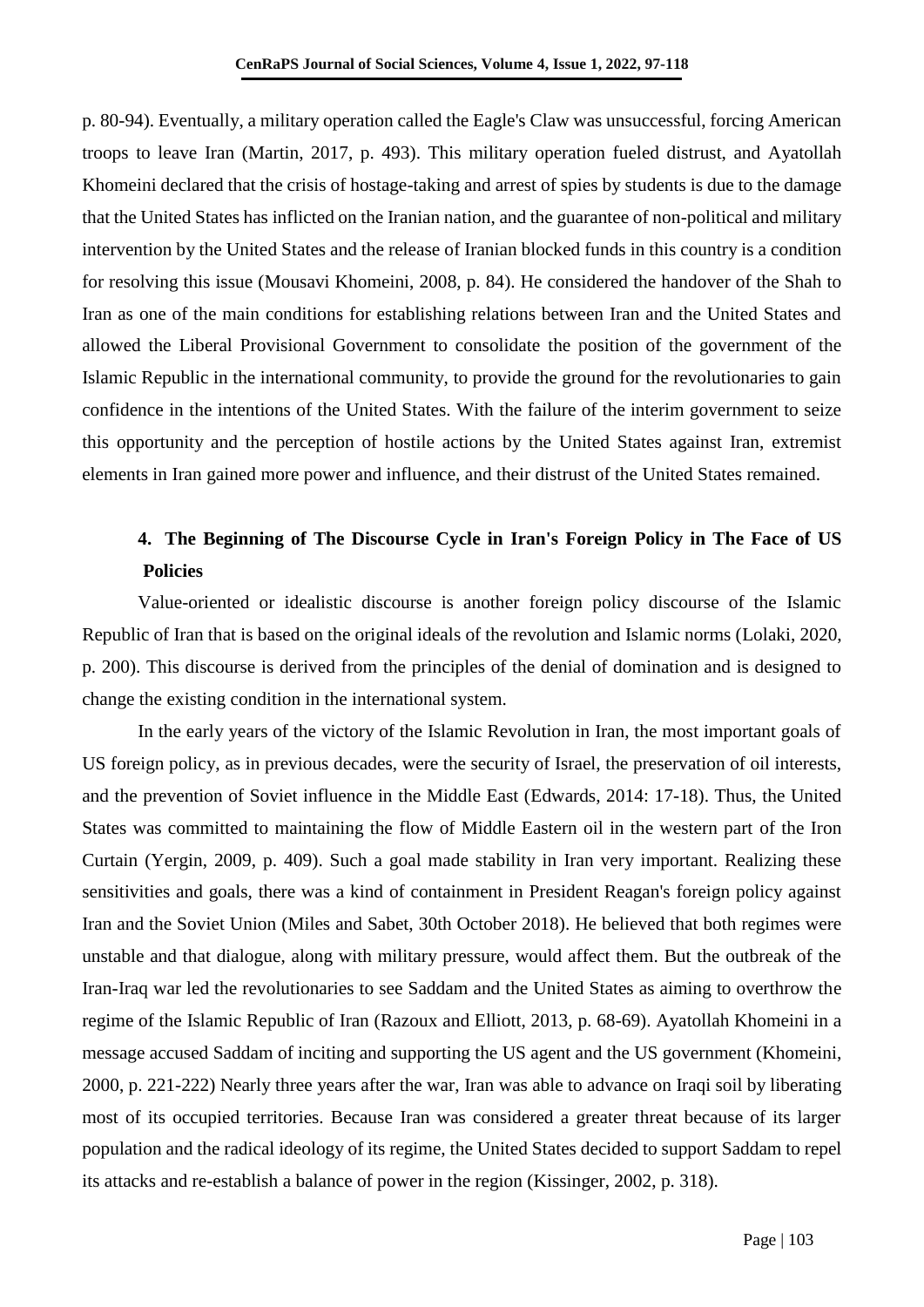p. 80-94). Eventually, a military operation called the Eagle's Claw was unsuccessful, forcing American troops to leave Iran (Martin, 2017, p. 493). This military operation fueled distrust, and Ayatollah Khomeini declared that the crisis of hostage-taking and arrest of spies by students is due to the damage that the United States has inflicted on the Iranian nation, and the guarantee of non-political and military intervention by the United States and the release of Iranian blocked funds in this country is a condition for resolving this issue (Mousavi Khomeini, 2008, p. 84). He considered the handover of the Shah to Iran as one of the main conditions for establishing relations between Iran and the United States and allowed the Liberal Provisional Government to consolidate the position of the government of the Islamic Republic in the international community, to provide the ground for the revolutionaries to gain confidence in the intentions of the United States. With the failure of the interim government to seize this opportunity and the perception of hostile actions by the United States against Iran, extremist elements in Iran gained more power and influence, and their distrust of the United States remained.

## 4. The Beginning of The Discourse Cycle in Iran's Foreign Policy in The Face of US Policies

Value-oriented or idealistic discourse is another foreign policy discourse of the Islamic Republic of Iran that is based on the original ideals of the revolution and Islamic norms (Lolaki, 2020, p. 200). This discourse is derived from the principles of the denial of domination and is designed to change the existing condition in the international system.

In the early years of the victory of the Islamic Revolution in Iran, the most important goals of US foreign policy, as in previous decades, were the security of Israel, the preservation of oil interests, and the prevention of Soviet influence in the Middle East (Edwards, 2014: 17-18). Thus, the United States was committed to maintaining the flow of Middle Eastern oil in the western part of the Iron Curtain (Yergin, 2009, p. 409). Such a goal made stability in Iran very important. Realizing these sensitivities and goals, there was a kind of containment in President Reagan's foreign policy against Iran and the Soviet Union (Miles and Sabet, 30th October 2018). He believed that both regimes were unstable and that dialogue, along with military pressure, would affect them. But the outbreak of the Iran-Iraq war led the revolutionaries to see Saddam and the United States as aiming to overthrow the regime of the Islamic Republic of Iran (Razoux and Elliott, 2013, p. 68-69). Ayatollah Khomeini in a message accused Saddam of inciting and supporting the US agent and the US government (Khomeini, 2000, p. 221-222) Nearly three years after the war, Iran was able to advance on Iraqi soil by liberating most of its occupied territories. Because Iran was considered a greater threat because of its larger population and the radical ideology of its regime, the United States decided to support Saddam to repel its attacks and re-establish a balance of power in the region (Kissinger, 2002, p. 318).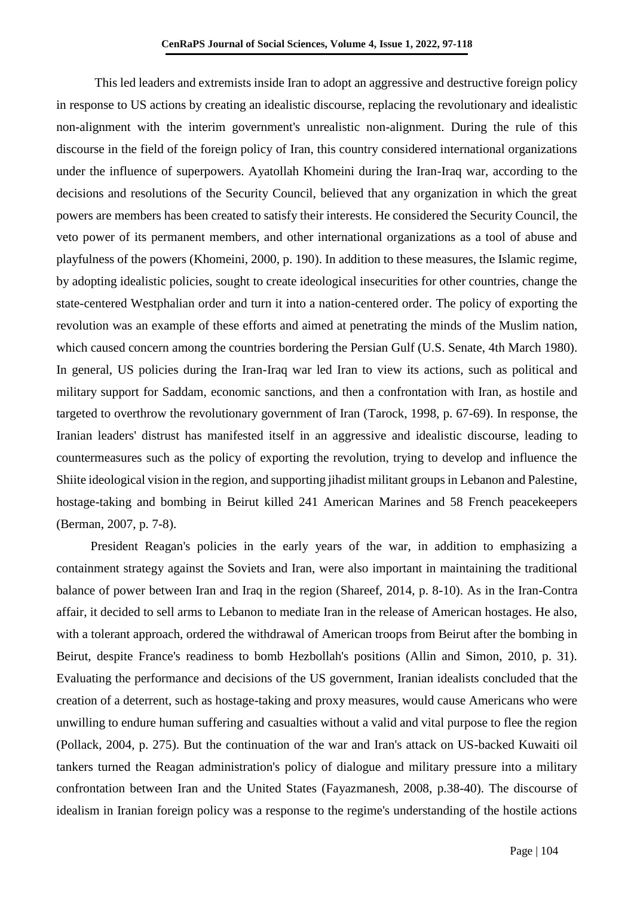This led leaders and extremists inside Iran to adopt an aggressive and destructive foreign policy in response to US actions by creating an idealistic discourse, replacing the revolutionary and idealistic non-alignment with the interim government's unrealistic non-alignment. During the rule of this discourse in the field of the foreign policy of Iran, this country considered international organizations under the influence of superpowers. Ayatollah Khomeini during the Iran-Iraq war, according to the decisions and resolutions of the Security Council, believed that any organization in which the great powers are members has been created to satisfy their interests. He considered the Security Council, the veto power of its permanent members, and other international organizations as a tool of abuse and playfulness of the powers (Khomeini, 2000, p. 190). In addition to these measures, the Islamic regime, by adopting idealistic policies, sought to create ideological insecurities for other countries, change the state-centered Westphalian order and turn it into a nation-centered order. The policy of exporting the revolution was an example of these efforts and aimed at penetrating the minds of the Muslim nation, which caused concern among the countries bordering the Persian Gulf (U.S. Senate, 4th March 1980). In general, US policies during the Iran-Iraq war led Iran to view its actions, such as political and military support for Saddam, economic sanctions, and then a confrontation with Iran, as hostile and targeted to overthrow the revolutionary government of Iran (Tarock, 1998, p. 67-69). In response, the Iranian leaders' distrust has manifested itself in an aggressive and idealistic discourse, leading to countermeasures such as the policy of exporting the revolution, trying to develop and influence the Shiite ideological vision in the region, and supporting jihadist militant groups in Lebanon and Palestine, hostage-taking and bombing in Beirut killed 241 American Marines and 58 French peacekeepers (Berman, 2007, p. 7-8).

President Reagan's policies in the early years of the war, in addition to emphasizing a containment strategy against the Soviets and Iran, were also important in maintaining the traditional balance of power between Iran and Iraq in the region (Shareef, 2014, p. 8-10). As in the Iran-Contra affair, it decided to sell arms to Lebanon to mediate Iran in the release of American hostages. He also, with a tolerant approach, ordered the withdrawal of American troops from Beirut after the bombing in Beirut, despite France's readiness to bomb Hezbollah's positions (Allin and Simon, 2010, p. 31). Evaluating the performance and decisions of the US government, Iranian idealists concluded that the creation of a deterrent, such as hostage-taking and proxy measures, would cause Americans who were unwilling to endure human suffering and casualties without a valid and vital purpose to flee the region (Pollack, 2004, p. 275). But the continuation of the war and Iran's attack on US-backed Kuwaiti oil tankers turned the Reagan administration's policy of dialogue and military pressure into a military confrontation between Iran and the United States (Fayazmanesh, 2008, p.38-40). The discourse of idealism in Iranian foreign policy was a response to the regime's understanding of the hostile actions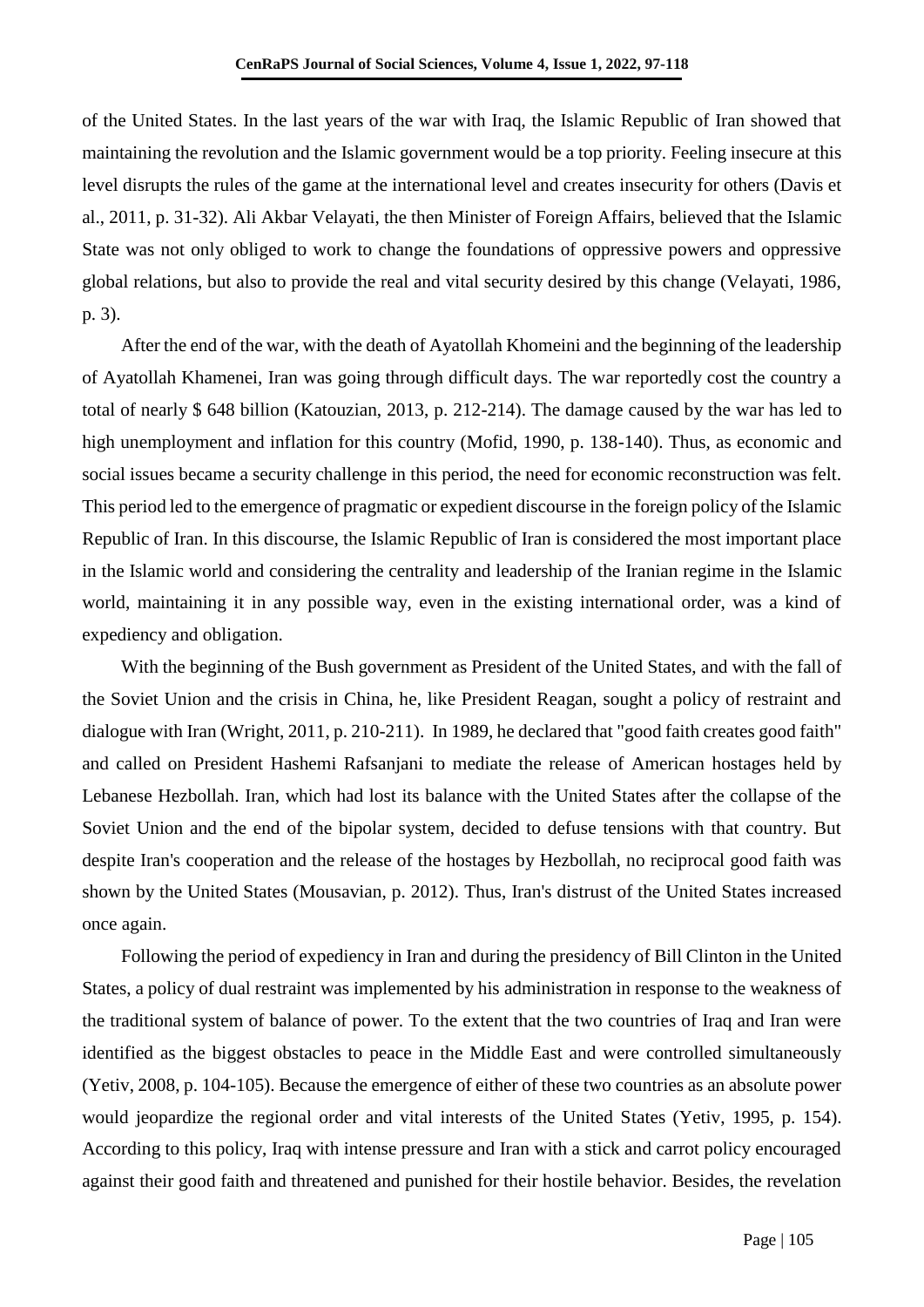of the United States. In the last years of the war with Iraq, the Islamic Republic of Iran showed that maintaining the revolution and the Islamic government would be a top priority. Feeling insecure at this level disrupts the rules of the game at the international level and creates insecurity for others (Davis et al., 2011, p. 31-32). Ali Akbar Velayati, the then Minister of Foreign Affairs, believed that the Islamic State was not only obliged to work to change the foundations of oppressive powers and oppressive global relations, but also to provide the real and vital security desired by this change (Velayati, 1986, p. 3).

After the end of the war, with the death of Ayatollah Khomeini and the beginning of the leadership of Ayatollah Khamenei, Iran was going through difficult days. The war reportedly cost the country a total of nearly $ 648 billion (Katouzian, 2013, p. 212-214). The damage caused by the war has led to high unemployment and inflation for this country (Mofid, 1990, p. 138-140). Thus, as economic and social issues became a security challenge in this period, the need for economic reconstruction was felt. This period led to the emergence of pragmatic or expedient discourse in the foreign policy of the Islamic Republic of Iran. In this discourse, the Islamic Republic of Iran is considered the most important place in the Islamic world and considering the centrality and leadership of the Iranian regime in the Islamic world, maintaining it in any possible way, even in the existing international order, was a kind of expediency and obligation.

With the beginning of the Bush government as President of the United States, and with the fall of the Soviet Union and the crisis in China, he, like President Reagan, sought a policy of restraint and dialogue with Iran (Wright, 2011, p. 210-211). In 1989, he declared that "good faith creates good faith" and called on President Hashemi Rafsanjani to mediate the release of American hostages held by Lebanese Hezbollah. Iran, which had lost its balance with the United States after the collapse of the Soviet Union and the end of the bipolar system, decided to defuse tensions with that country. But despite Iran's cooperation and the release of the hostages by Hezbollah, no reciprocal good faith was shown by the United States (Mousavian, p. 2012). Thus, Iran's distrust of the United States increased once again.

Following the period of expediency in Iran and during the presidency of Bill Clinton in the United States, a policy of dual restraint was implemented by his administration in response to the weakness of the traditional system of balance of power. To the extent that the two countries of Iraq and Iran were identified as the biggest obstacles to peace in the Middle East and were controlled simultaneously (Yetiv, 2008, p. 104-105). Because the emergence of either of these two countries as an absolute power would jeopardize the regional order and vital interests of the United States (Yetiv, 1995, p. 154). According to this policy, Iraq with intense pressure and Iran with a stick and carrot policy encouraged against their good faith and threatened and punished for their hostile behavior. Besides, the revelation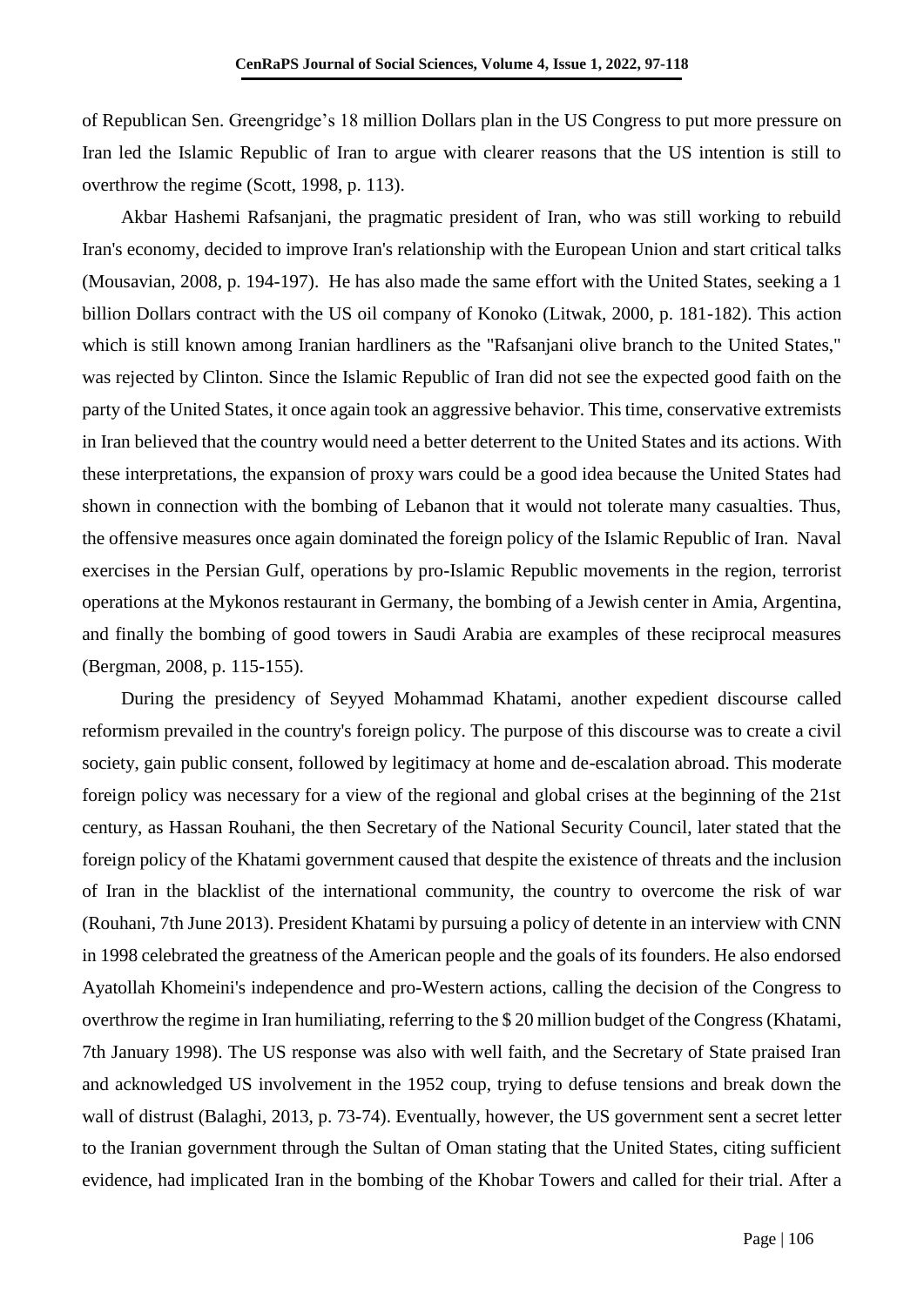of Republican Sen. Greengridge's 18 million Dollars plan in the US Congress to put more pressure on Iran led the Islamic Republic of Iran to argue with clearer reasons that the US intention is still to overthrow the regime (Scott, 1998, p. 113).

Akbar Hashemi Rafsanjani, the pragmatic president of Iran, who was still working to rebuild Iran's economy, decided to improve Iran's relationship with the European Union and start critical talks (Mousavian, 2008, p. 194-197). He has also made the same effort with the United States, seeking a 1 billion Dollars contract with the US oil company of Konoko (Litwak, 2000, p. 181-182). This action which is still known among Iranian hardliners as the "Rafsanjani olive branch to the United States," was rejected by Clinton. Since the Islamic Republic of Iran did not see the expected good faith on the party of the United States, it once again took an aggressive behavior. This time, conservative extremists in Iran believed that the country would need a better deterrent to the United States and its actions. With these interpretations, the expansion of proxy wars could be a good idea because the United States had shown in connection with the bombing of Lebanon that it would not tolerate many casualties. Thus, the offensive measures once again dominated the foreign policy of the Islamic Republic of Iran. Naval exercises in the Persian Gulf, operations by pro-Islamic Republic movements in the region, terrorist operations at the Mykonos restaurant in Germany, the bombing of a Jewish center in Amia, Argentina, and finally the bombing of good towers in Saudi Arabia are examples of these reciprocal measures (Bergman, 2008, p. 115-155).

During the presidency of Seyyed Mohammad Khatami, another expedient discourse called reformism prevailed in the country's foreign policy. The purpose of this discourse was to create a civil society, gain public consent, followed by legitimacy at home and de-escalation abroad. This moderate foreign policy was necessary for a view of the regional and global crises at the beginning of the 21st century, as Hassan Rouhani, the then Secretary of the National Security Council, later stated that the foreign policy of the Khatami government caused that despite the existence of threats and the inclusion of Iran in the blacklist of the international community, the country to overcome the risk of war (Rouhani, 7th June 2013). President Khatami by pursuing a policy of detente in an interview with CNN in 1998 celebrated the greatness of the American people and the goals of its founders. He also endorsed Ayatollah Khomeini's independence and pro-Western actions, calling the decision of the Congress to overthrow the regime in Iran humiliating, referring to the $ 20 million budget of the Congress (Khatami, 7th January 1998). The US response was also with well faith, and the Secretary of State praised Iran and acknowledged US involvement in the 1952 coup, trying to defuse tensions and break down the wall of distrust (Balaghi, 2013, p. 73-74). Eventually, however, the US government sent a secret letter to the Iranian government through the Sultan of Oman stating that the United States, citing sufficient evidence, had implicated Iran in the bombing of the Khobar Towers and called for their trial. After a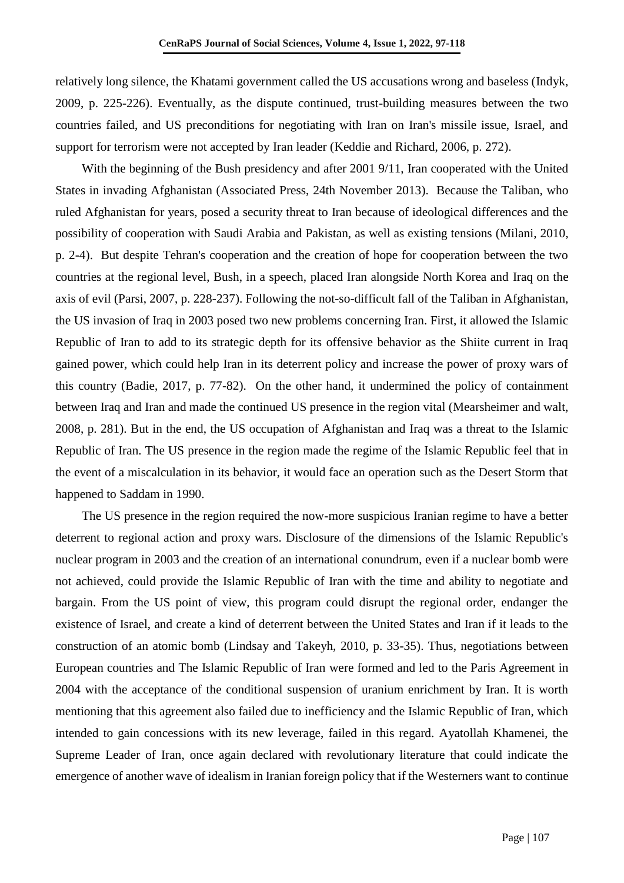relatively long silence, the Khatami government called the US accusations wrong and baseless (Indyk, 2009, p. 225-226). Eventually, as the dispute continued, trust-building measures between the two countries failed, and US preconditions for negotiating with Iran on Iran's missile issue, Israel, and support for terrorism were not accepted by Iran leader (Keddie and Richard, 2006, p. 272).

With the beginning of the Bush presidency and after 2001 9/11, Iran cooperated with the United States in invading Afghanistan (Associated Press, 24th November 2013). Because the Taliban, who ruled Afghanistan for years, posed a security threat to Iran because of ideological differences and the possibility of cooperation with Saudi Arabia and Pakistan, as well as existing tensions (Milani, 2010, p. 2-4). But despite Tehran's cooperation and the creation of hope for cooperation between the two countries at the regional level, Bush, in a speech, placed Iran alongside North Korea and Iraq on the axis of evil (Parsi, 2007, p. 228-237). Following the not-so-difficult fall of the Taliban in Afghanistan, the US invasion of Iraq in 2003 posed two new problems concerning Iran. First, it allowed the Islamic Republic of Iran to add to its strategic depth for its offensive behavior as the Shiite current in Iraq gained power, which could help Iran in its deterrent policy and increase the power of proxy wars of this country (Badie, 2017, p. 77-82). On the other hand, it undermined the policy of containment between Iraq and Iran and made the continued US presence in the region vital (Mearsheimer and walt, 2008, p. 281). But in the end, the US occupation of Afghanistan and Iraq was a threat to the Islamic Republic of Iran. The US presence in the region made the regime of the Islamic Republic feel that in the event of a miscalculation in its behavior, it would face an operation such as the Desert Storm that happened to Saddam in 1990.

The US presence in the region required the now-more suspicious Iranian regime to have a better deterrent to regional action and proxy wars. Disclosure of the dimensions of the Islamic Republic's nuclear program in 2003 and the creation of an international conundrum, even if a nuclear bomb were not achieved, could provide the Islamic Republic of Iran with the time and ability to negotiate and bargain. From the US point of view, this program could disrupt the regional order, endanger the existence of Israel, and create a kind of deterrent between the United States and Iran if it leads to the construction of an atomic bomb (Lindsay and Takeyh, 2010, p. 33-35). Thus, negotiations between European countries and The Islamic Republic of Iran were formed and led to the Paris Agreement in 2004 with the acceptance of the conditional suspension of uranium enrichment by Iran. It is worth mentioning that this agreement also failed due to inefficiency and the Islamic Republic of Iran, which intended to gain concessions with its new leverage, failed in this regard. Ayatollah Khamenei, the Supreme Leader of Iran, once again declared with revolutionary literature that could indicate the emergence of another wave of idealism in Iranian foreign policy that if the Westerners want to continue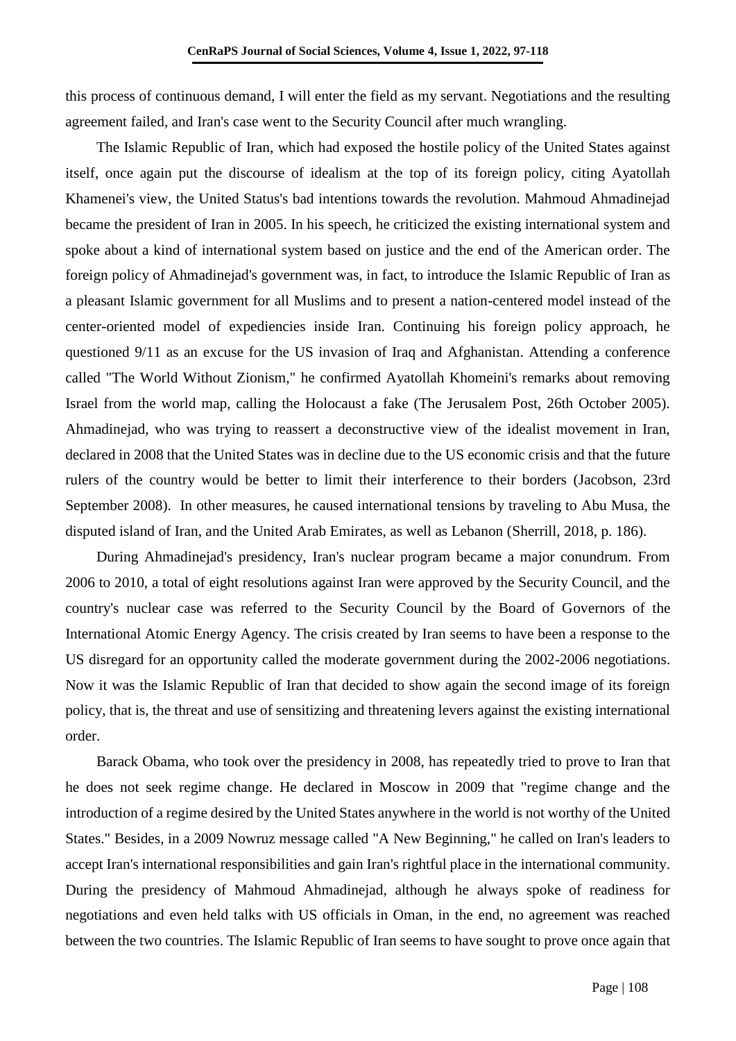this process of continuous demand, I will enter the field as my servant. Negotiations and the resulting agreement failed, and Iran's case went to the Security Council after much wrangling.

The Islamic Republic of Iran, which had exposed the hostile policy of the United States against itself, once again put the discourse of idealism at the top of its foreign policy, citing Ayatollah Khamenei's view, the United Status's bad intentions towards the revolution. Mahmoud Ahmadinejad became the president of Iran in 2005. In his speech, he criticized the existing international system and spoke about a kind of international system based on justice and the end of the American order. The foreign policy of Ahmadinejad's government was, in fact, to introduce the Islamic Republic of Iran as a pleasant Islamic government for all Muslims and to present a nation-centered model instead of the center-oriented model of expediencies inside Iran. Continuing his foreign policy approach, he questioned 9/11 as an excuse for the US invasion of Iraq and Afghanistan. Attending a conference called "The World Without Zionism," he confirmed Ayatollah Khomeini's remarks about removing Israel from the world map, calling the Holocaust a fake (The Jerusalem Post, 26th October 2005). Ahmadinejad, who was trying to reassert a deconstructive view of the idealist movement in Iran, declared in 2008 that the United States was in decline due to the US economic crisis and that the future rulers of the country would be better to limit their interference to their borders (Jacobson, 23rd September 2008). In other measures, he caused international tensions by traveling to Abu Musa, the disputed island of Iran, and the United Arab Emirates, as well as Lebanon (Sherrill, 2018, p. 186).

During Ahmadinejad's presidency, Iran's nuclear program became a major conundrum. From 2006 to 2010, a total of eight resolutions against Iran were approved by the Security Council, and the country's nuclear case was referred to the Security Council by the Board of Governors of the International Atomic Energy Agency. The crisis created by Iran seems to have been a response to the US disregard for an opportunity called the moderate government during the 2002-2006 negotiations. Now it was the Islamic Republic of Iran that decided to show again the second image of its foreign policy, that is, the threat and use of sensitizing and threatening levers against the existing international order.

Barack Obama, who took over the presidency in 2008, has repeatedly tried to prove to Iran that he does not seek regime change. He declared in Moscow in 2009 that "regime change and the introduction of a regime desired by the United States anywhere in the world is not worthy of the United States." Besides, in a 2009 Nowruz message called "A New Beginning," he called on Iran's leaders to accept Iran's international responsibilities and gain Iran's rightful place in the international community. During the presidency of Mahmoud Ahmadinejad, although he always spoke of readiness for negotiations and even held talks with US officials in Oman, in the end, no agreement was reached between the two countries. The Islamic Republic of Iran seems to have sought to prove once again that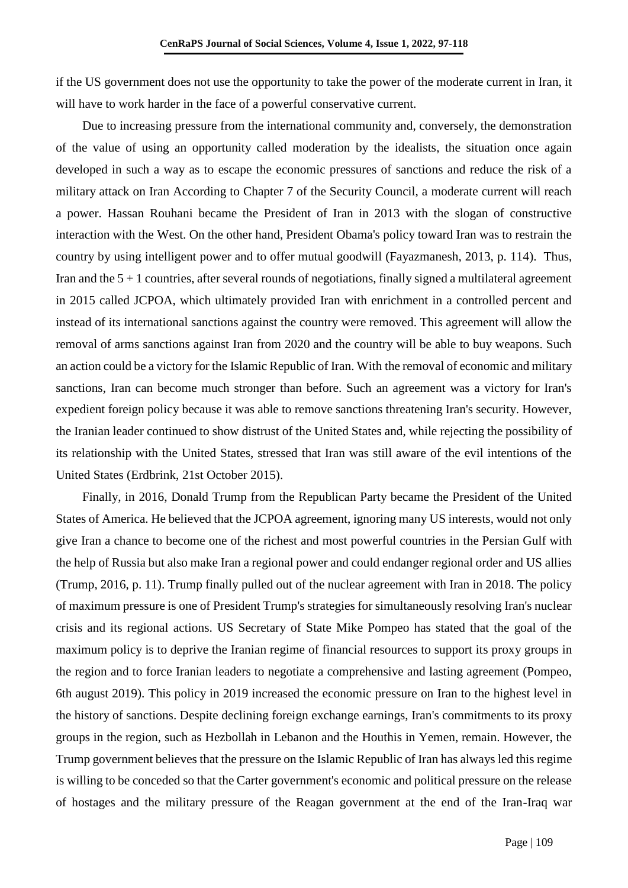if the US government does not use the opportunity to take the power of the moderate current in Iran, it will have to work harder in the face of a powerful conservative current.

Due to increasing pressure from the international community and, conversely, the demonstration of the value of using an opportunity called moderation by the idealists, the situation once again developed in such a way as to escape the economic pressures of sanctions and reduce the risk of a military attack on Iran According to Chapter 7 of the Security Council, a moderate current will reach a power. Hassan Rouhani became the President of Iran in 2013 with the slogan of constructive interaction with the West. On the other hand, President Obama's policy toward Iran was to restrain the country by using intelligent power and to offer mutual goodwill (Fayazmanesh, 2013, p. 114). Thus, Iran and the 5 + 1 countries, after several rounds of negotiations, finally signed a multilateral agreement in 2015 called JCPOA, which ultimately provided Iran with enrichment in a controlled percent and instead of its international sanctions against the country were removed. This agreement will allow the removal of arms sanctions against Iran from 2020 and the country will be able to buy weapons. Such an action could be a victory for the Islamic Republic of Iran. With the removal of economic and military sanctions, Iran can become much stronger than before. Such an agreement was a victory for Iran's expedient foreign policy because it was able to remove sanctions threatening Iran's security. However, the Iranian leader continued to show distrust of the United States and, while rejecting the possibility of its relationship with the United States, stressed that Iran was still aware of the evil intentions of the United States (Erdbrink, 21st October 2015).

Finally, in 2016, Donald Trump from the Republican Party became the President of the United States of America. He believed that the JCPOA agreement, ignoring many US interests, would not only give Iran a chance to become one of the richest and most powerful countries in the Persian Gulf with the help of Russia but also make Iran a regional power and could endanger regional order and US allies (Trump, 2016, p. 11). Trump finally pulled out of the nuclear agreement with Iran in 2018. The policy of maximum pressure is one of President Trump's strategies for simultaneously resolving Iran's nuclear crisis and its regional actions. US Secretary of State Mike Pompeo has stated that the goal of the maximum policy is to deprive the Iranian regime of financial resources to support its proxy groups in the region and to force Iranian leaders to negotiate a comprehensive and lasting agreement (Pompeo, 6th august 2019). This policy in 2019 increased the economic pressure on Iran to the highest level in the history of sanctions. Despite declining foreign exchange earnings, Iran's commitments to its proxy groups in the region, such as Hezbollah in Lebanon and the Houthis in Yemen, remain. However, the Trump government believes that the pressure on the Islamic Republic of Iran has always led this regime is willing to be conceded so that the Carter government's economic and political pressure on the release of hostages and the military pressure of the Reagan government at the end of the Iran-Iraq war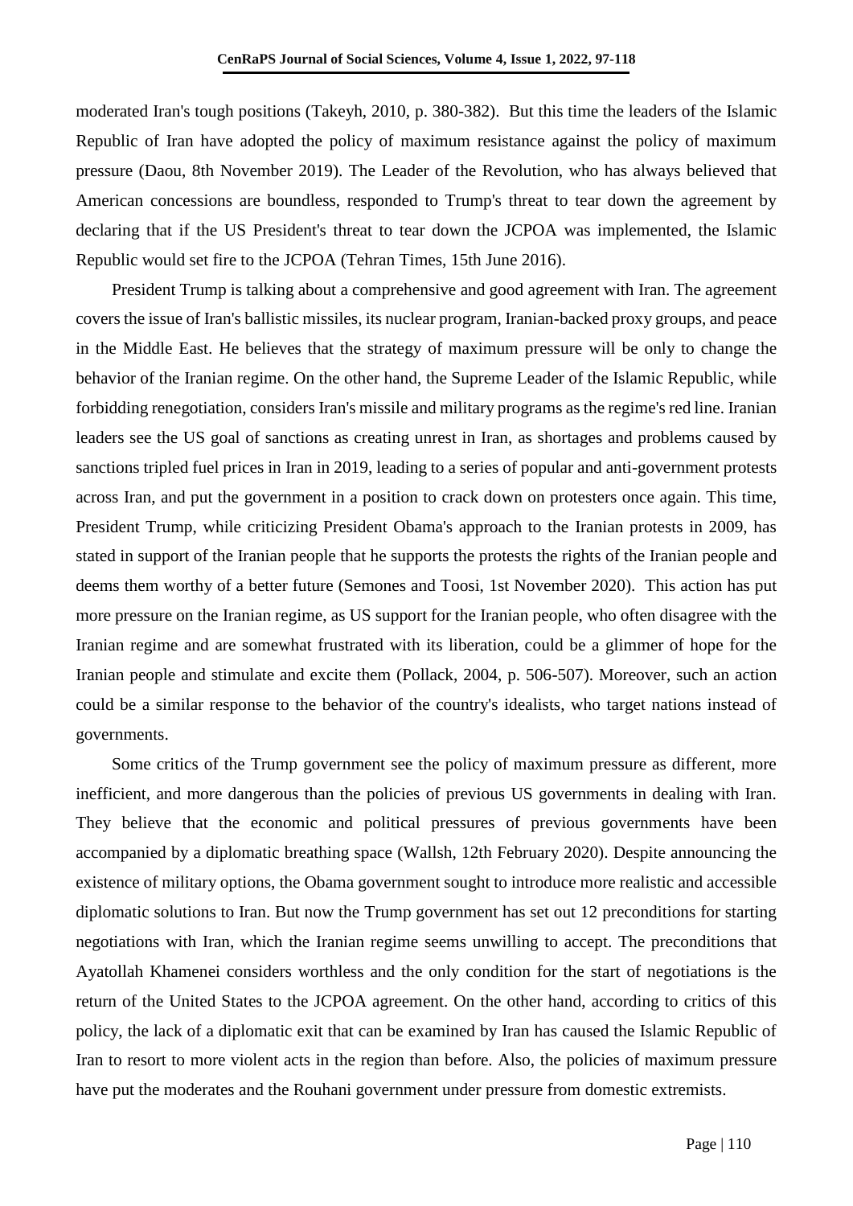moderated Iran's tough positions (Takeyh, 2010, p. 380-382). But this time the leaders of the Islamic Republic of Iran have adopted the policy of maximum resistance against the policy of maximum pressure (Daou, 8th November 2019). The Leader of the Revolution, who has always believed that American concessions are boundless, responded to Trump's threat to tear down the agreement by declaring that if the US President's threat to tear down the JCPOA was implemented, the Islamic Republic would set fire to the JCPOA (Tehran Times, 15th June 2016).

President Trump is talking about a comprehensive and good agreement with Iran. The agreement covers the issue of Iran's ballistic missiles, its nuclear program, Iranian-backed proxy groups, and peace in the Middle East. He believes that the strategy of maximum pressure will be only to change the behavior of the Iranian regime. On the other hand, the Supreme Leader of the Islamic Republic, while forbidding renegotiation, considers Iran's missile and military programs as the regime's red line. Iranian leaders see the US goal of sanctions as creating unrest in Iran, as shortages and problems caused by sanctions tripled fuel prices in Iran in 2019, leading to a series of popular and anti-government protests across Iran, and put the government in a position to crack down on protesters once again. This time, President Trump, while criticizing President Obama's approach to the Iranian protests in 2009, has stated in support of the Iranian people that he supports the protests the rights of the Iranian people and deems them worthy of a better future (Semones and Toosi, 1st November 2020). This action has put more pressure on the Iranian regime, as US support for the Iranian people, who often disagree with the Iranian regime and are somewhat frustrated with its liberation, could be a glimmer of hope for the Iranian people and stimulate and excite them (Pollack, 2004, p. 506-507). Moreover, such an action could be a similar response to the behavior of the country's idealists, who target nations instead of governments.

Some critics of the Trump government see the policy of maximum pressure as different, more inefficient, and more dangerous than the policies of previous US governments in dealing with Iran. They believe that the economic and political pressures of previous governments have been accompanied by a diplomatic breathing space (Wallsh, 12th February 2020). Despite announcing the existence of military options, the Obama government sought to introduce more realistic and accessible diplomatic solutions to Iran. But now the Trump government has set out 12 preconditions for starting negotiations with Iran, which the Iranian regime seems unwilling to accept. The preconditions that Ayatollah Khamenei considers worthless and the only condition for the start of negotiations is the return of the United States to the JCPOA agreement. On the other hand, according to critics of this policy, the lack of a diplomatic exit that can be examined by Iran has caused the Islamic Republic of Iran to resort to more violent acts in the region than before. Also, the policies of maximum pressure have put the moderates and the Rouhani government under pressure from domestic extremists.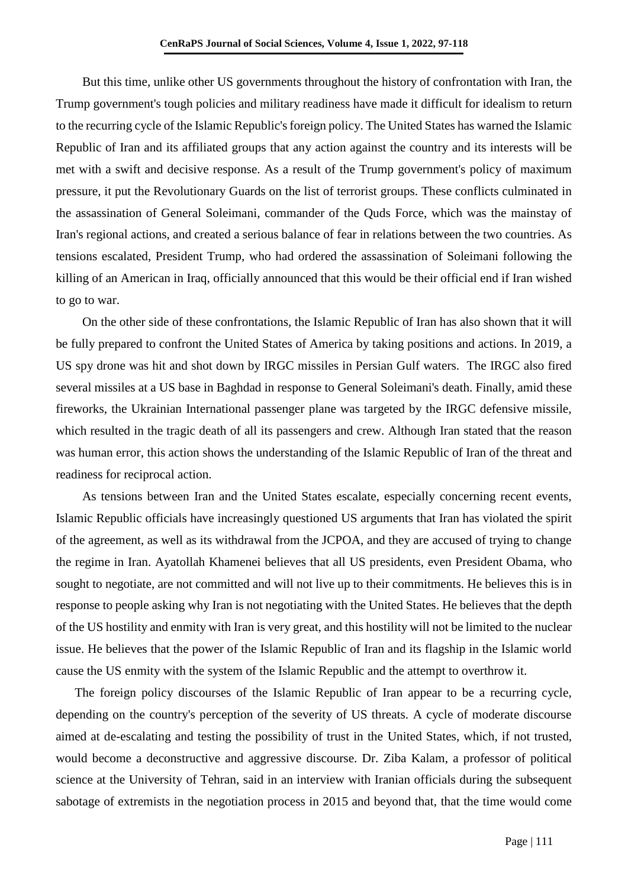But this time, unlike other US governments throughout the history of confrontation with Iran, the Trump government's tough policies and military readiness have made it difficult for idealism to return to the recurring cycle of the Islamic Republic's foreign policy. The United States has warned the Islamic Republic of Iran and its affiliated groups that any action against the country and its interests will be met with a swift and decisive response. As a result of the Trump government's policy of maximum pressure, it put the Revolutionary Guards on the list of terrorist groups. These conflicts culminated in the assassination of General Soleimani, commander of the Quds Force, which was the mainstay of Iran's regional actions, and created a serious balance of fear in relations between the two countries. As tensions escalated, President Trump, who had ordered the assassination of Soleimani following the killing of an American in Iraq, officially announced that this would be their official end if Iran wished to go to war.

On the other side of these confrontations, the Islamic Republic of Iran has also shown that it will be fully prepared to confront the United States of America by taking positions and actions. In 2019, a US spy drone was hit and shot down by IRGC missiles in Persian Gulf waters. The IRGC also fired several missiles at a US base in Baghdad in response to General Soleimani's death. Finally, amid these fireworks, the Ukrainian International passenger plane was targeted by the IRGC defensive missile, which resulted in the tragic death of all its passengers and crew. Although Iran stated that the reason was human error, this action shows the understanding of the Islamic Republic of Iran of the threat and readiness for reciprocal action.

As tensions between Iran and the United States escalate, especially concerning recent events, Islamic Republic officials have increasingly questioned US arguments that Iran has violated the spirit of the agreement, as well as its withdrawal from the JCPOA, and they are accused of trying to change the regime in Iran. Ayatollah Khamenei believes that all US presidents, even President Obama, who sought to negotiate, are not committed and will not live up to their commitments. He believes this is in response to people asking why Iran is not negotiating with the United States. He believes that the depth of the US hostility and enmity with Iran is very great, and this hostility will not be limited to the nuclear issue. He believes that the power of the Islamic Republic of Iran and its flagship in the Islamic world cause the US enmity with the system of the Islamic Republic and the attempt to overthrow it.

The foreign policy discourses of the Islamic Republic of Iran appear to be a recurring cycle, depending on the country's perception of the severity of US threats. A cycle of moderate discourse aimed at de-escalating and testing the possibility of trust in the United States, which, if not trusted, would become a deconstructive and aggressive discourse. Dr. Ziba Kalam, a professor of political science at the University of Tehran, said in an interview with Iranian officials during the subsequent sabotage of extremists in the negotiation process in 2015 and beyond that, that the time would come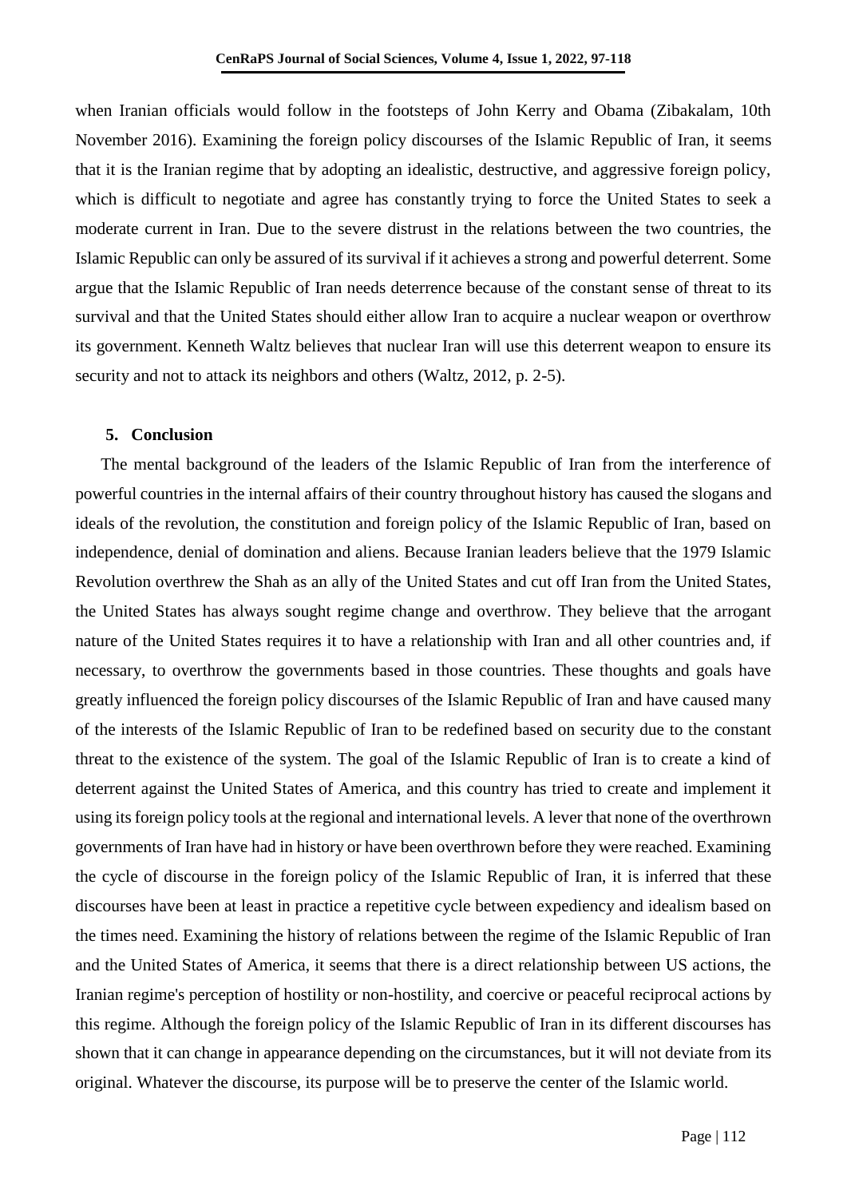when Iranian officials would follow in the footsteps of John Kerry and Obama (Zibakalam, 10th November 2016). Examining the foreign policy discourses of the Islamic Republic of Iran, it seems that it is the Iranian regime that by adopting an idealistic, destructive, and aggressive foreign policy, which is difficult to negotiate and agree has constantly trying to force the United States to seek a moderate current in Iran. Due to the severe distrust in the relations between the two countries, the Islamic Republic can only be assured of its survival if it achieves a strong and powerful deterrent. Some argue that the Islamic Republic of Iran needs deterrence because of the constant sense of threat to its survival and that the United States should either allow Iran to acquire a nuclear weapon or overthrow its government. Kenneth Waltz believes that nuclear Iran will use this deterrent weapon to ensure its security and not to attack its neighbors and others (Waltz, 2012, p. 2-5).

## 5. Conclusion

The mental background of the leaders of the Islamic Republic of Iran from the interference of powerful countries in the internal affairs of their country throughout history has caused the slogans and ideals of the revolution, the constitution and foreign policy of the Islamic Republic of Iran, based on independence, denial of domination and aliens. Because Iranian leaders believe that the 1979 Islamic Revolution overthrew the Shah as an ally of the United States and cut off Iran from the United States, the United States has always sought regime change and overthrow. They believe that the arrogant nature of the United States requires it to have a relationship with Iran and all other countries and, if necessary, to overthrow the governments based in those countries. These thoughts and goals have greatly influenced the foreign policy discourses of the Islamic Republic of Iran and have caused many of the interests of the Islamic Republic of Iran to be redefined based on security due to the constant threat to the existence of the system. The goal of the Islamic Republic of Iran is to create a kind of deterrent against the United States of America, and this country has tried to create and implement it using its foreign policy tools at the regional and international levels. A lever that none of the overthrown governments of Iran have had in history or have been overthrown before they were reached. Examining the cycle of discourse in the foreign policy of the Islamic Republic of Iran, it is inferred that these discourses have been at least in practice a repetitive cycle between expediency and idealism based on the times need. Examining the history of relations between the regime of the Islamic Republic of Iran and the United States of America, it seems that there is a direct relationship between US actions, the Iranian regime's perception of hostility or non-hostility, and coercive or peaceful reciprocal actions by this regime. Although the foreign policy of the Islamic Republic of Iran in its different discourses has shown that it can change in appearance depending on the circumstances, but it will not deviate from its original. Whatever the discourse, its purpose will be to preserve the center of the Islamic world.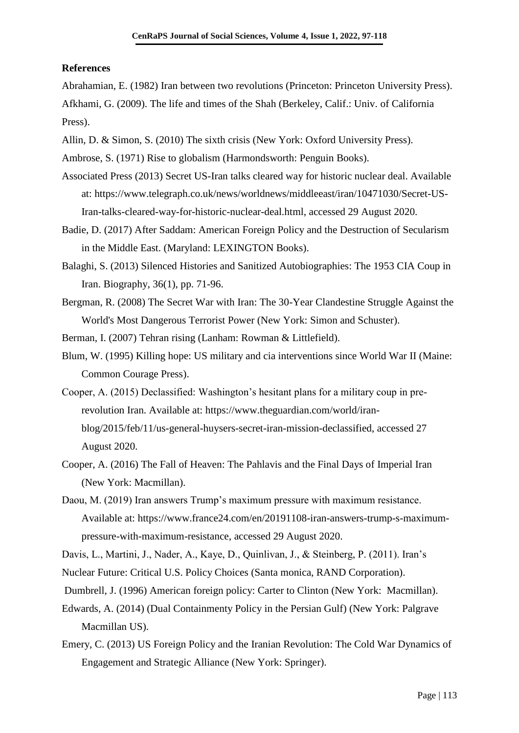**References**

Abrahamian, E. (1982) Iran between two revolutions (Princeton: Princeton University Press).

Afkhami, G. (2009). The life and times of the Shah (Berkeley, Calif.: Univ. of California Press).

Allin, D. & Simon, S. (2010) The sixth crisis (New York: Oxford University Press).

Ambrose, S. (1971) Rise to globalism (Harmondsworth: Penguin Books).

Associated Press (2013) Secret US-Iran talks cleared way for historic nuclear deal. Available at: https://www.telegraph.co.uk/news/worldnews/middleeast/iran/10471030/Secret-US-Iran-talks-cleared-way-for-historic-nuclear-deal.html, accessed 29 August 2020.

Badie, D. (2017) After Saddam: American Foreign Policy and the Destruction of Secularism in the Middle East. (Maryland: LEXINGTON Books).

Balaghi, S. (2013) Silenced Histories and Sanitized Autobiographies: The 1953 CIA Coup in Iran. Biography, 36(1), pp. 71-96.

Bergman, R. (2008) The Secret War with Iran: The 30-Year Clandestine Struggle Against the World's Most Dangerous Terrorist Power (New York: Simon and Schuster).

Berman, I. (2007) Tehran rising (Lanham: Rowman & Littlefield).

Blum, W. (1995) Killing hope: US military and cia interventions since World War II (Maine: Common Courage Press).

Cooper, A. (2015) Declassified: Washington's hesitant plans for a military coup in pre-revolution Iran. Available at: https://www.theguardian.com/world/iran-blog/2015/feb/11/us-general-huysers-secret-iran-mission-declassified, accessed 27 August 2020.

Cooper, A. (2016) The Fall of Heaven: The Pahlavis and the Final Days of Imperial Iran (New York: Macmillan).

Daou, M. (2019) Iran answers Trump's maximum pressure with maximum resistance. Available at: https://www.france24.com/en/20191108-iran-answers-trump-s-maximum-pressure-with-maximum-resistance, accessed 29 August 2020.

Davis, L., Martini, J., Nader, A., Kaye, D., Quinlivan, J., & Steinberg, P. (2011). Iran's Nuclear Future: Critical U.S. Policy Choices (Santa monica, RAND Corporation).

Dumbrell, J. (1996) American foreign policy: Carter to Clinton (New York: Macmillan).

Edwards, A. (2014) (Dual Containmenty Policy in the Persian Gulf) (New York: Palgrave Macmillan US).

Emery, C. (2013) US Foreign Policy and the Iranian Revolution: The Cold War Dynamics of Engagement and Strategic Alliance (New York: Springer).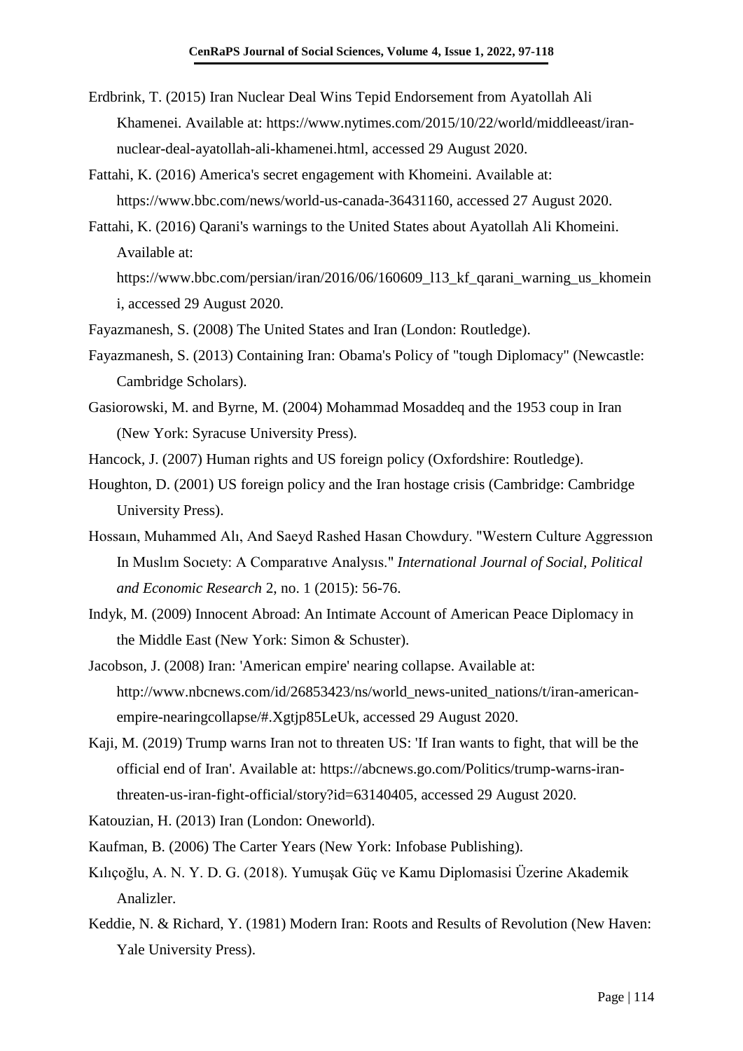Erdbrink, T. (2015) Iran Nuclear Deal Wins Tepid Endorsement from Ayatollah Ali Khamenei. Available at: https://www.nytimes.com/2015/10/22/world/middleeast/iran-nuclear-deal-ayatollah-ali-khamenei.html, accessed 29 August 2020.

Fattahi, K. (2016) America's secret engagement with Khomeini. Available at: https://www.bbc.com/news/world-us-canada-36431160, accessed 27 August 2020.

Fattahi, K. (2016) Qarani's warnings to the United States about Ayatollah Ali Khomeini. Available at: https://www.bbc.com/persian/iran/2016/06/160609_l13_kf_qarani_warning_us_khomeini, accessed 29 August 2020.

Fayazmanesh, S. (2008) The United States and Iran (London: Routledge).

Fayazmanesh, S. (2013) Containing Iran: Obama's Policy of "tough Diplomacy" (Newcastle: Cambridge Scholars).

Gasiorowski, M. and Byrne, M. (2004) Mohammad Mosaddeq and the 1953 coup in Iran (New York: Syracuse University Press).

Hancock, J. (2007) Human rights and US foreign policy (Oxfordshire: Routledge).

Houghton, D. (2001) US foreign policy and the Iran hostage crisis (Cambridge: Cambridge University Press).

Hossaın, Muhammed Alı, And Saeyd Rashed Hasan Chowdury. "Western Culture Aggressıon In Muslım Socıety: A Comparatıve Analysıs." *International Journal of Social, Political and Economic Research* 2, no. 1 (2015): 56-76.

Indyk, M. (2009) Innocent Abroad: An Intimate Account of American Peace Diplomacy in the Middle East (New York: Simon & Schuster).

Jacobson, J. (2008) Iran: 'American empire' nearing collapse. Available at: http://www.nbcnews.com/id/26853423/ns/world_news-united_nations/t/iran-american-empire-nearingcollapse/#.Xgtjp85LeUk, accessed 29 August 2020.

Kaji, M. (2019) Trump warns Iran not to threaten US: 'If Iran wants to fight, that will be the official end of Iran'. Available at: https://abcnews.go.com/Politics/trump-warns-iran-threaten-us-iran-fight-official/story?id=63140405, accessed 29 August 2020.

Katouzian, H. (2013) Iran (London: Oneworld).

Kaufman, B. (2006) The Carter Years (New York: Infobase Publishing).

Kılıçoğlu, A. N. Y. D. G. (2018). Yumuşak Güç ve Kamu Diplomasisi Üzerine Akademik Analizler.

Keddie, N. & Richard, Y. (1981) Modern Iran: Roots and Results of Revolution (New Haven: Yale University Press).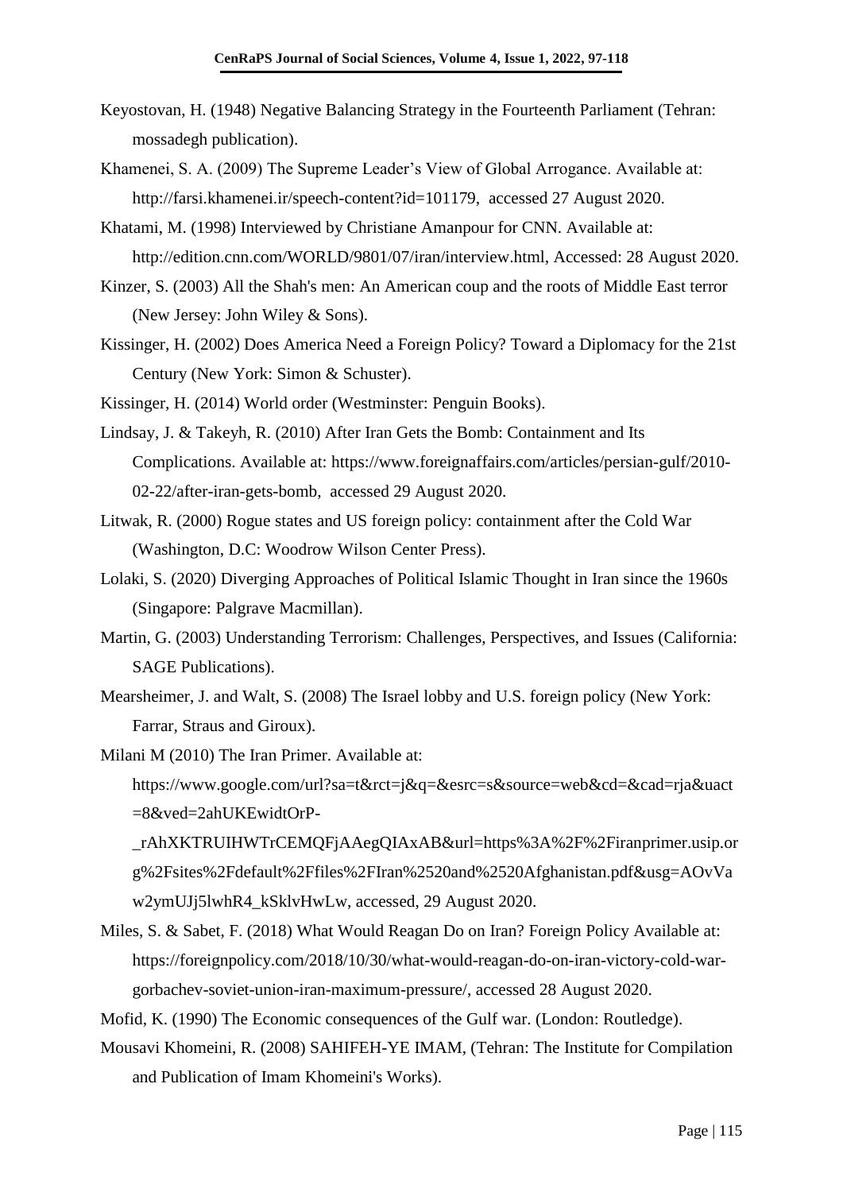Keyostovan, H. (1948) Negative Balancing Strategy in the Fourteenth Parliament (Tehran: mossadegh publication).

Khamenei, S. A. (2009) The Supreme Leader's View of Global Arrogance. Available at: http://farsi.khamenei.ir/speech-content?id=101179, accessed 27 August 2020.

Khatami, M. (1998) Interviewed by Christiane Amanpour for CNN. Available at: http://edition.cnn.com/WORLD/9801/07/iran/interview.html, Accessed: 28 August 2020.

Kinzer, S. (2003) All the Shah's men: An American coup and the roots of Middle East terror (New Jersey: John Wiley & Sons).

Kissinger, H. (2002) Does America Need a Foreign Policy? Toward a Diplomacy for the 21st Century (New York: Simon & Schuster).

Kissinger, H. (2014) World order (Westminster: Penguin Books).

Lindsay, J. & Takeyh, R. (2010) After Iran Gets the Bomb: Containment and Its Complications. Available at: https://www.foreignaffairs.com/articles/persian-gulf/2010-02-22/after-iran-gets-bomb, accessed 29 August 2020.

Litwak, R. (2000) Rogue states and US foreign policy: containment after the Cold War (Washington, D.C: Woodrow Wilson Center Press).

Lolaki, S. (2020) Diverging Approaches of Political Islamic Thought in Iran since the 1960s (Singapore: Palgrave Macmillan).

Martin, G. (2003) Understanding Terrorism: Challenges, Perspectives, and Issues (California: SAGE Publications).

Mearsheimer, J. and Walt, S. (2008) The Israel lobby and U.S. foreign policy (New York: Farrar, Straus and Giroux).

Milani M (2010) The Iran Primer. Available at: https://www.google.com/url?sa=t&rct=j&q=&esrc=s&source=web&cd=&cad=rja&uact=8&ved=2ahUKEwidtOrP-_rAhXKTRUIHWTrCEMQFjAAegQIAxAB&url=https%3A%2F%2Firanprimer.usip.org%2Fsites%2Fdefault%2Ffiles%2FIran%2520and%2520Afghanistan.pdf&usg=AOvVaw2ymUJj5lwhR4_kSklvHwLw, accessed, 29 August 2020.

Miles, S. & Sabet, F. (2018) What Would Reagan Do on Iran? Foreign Policy Available at: https://foreignpolicy.com/2018/10/30/what-would-reagan-do-on-iran-victory-cold-war-gorbachev-soviet-union-iran-maximum-pressure/, accessed 28 August 2020.

Mofid, K. (1990) The Economic consequences of the Gulf war. (London: Routledge).

Mousavi Khomeini, R. (2008) SAHIFEH-YE IMAM, (Tehran: The Institute for Compilation and Publication of Imam Khomeini's Works).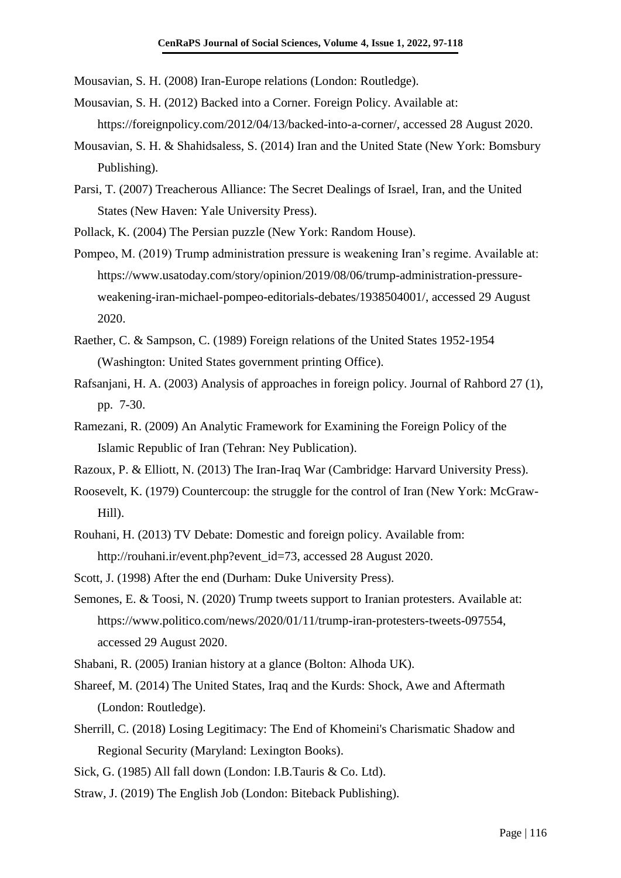Mousavian, S. H. (2008) Iran-Europe relations (London: Routledge).

Mousavian, S. H. (2012) Backed into a Corner. Foreign Policy. Available at: https://foreignpolicy.com/2012/04/13/backed-into-a-corner/, accessed 28 August 2020.

Mousavian, S. H. & Shahidsaless, S. (2014) Iran and the United State (New York: Bomsbury Publishing).

Parsi, T. (2007) Treacherous Alliance: The Secret Dealings of Israel, Iran, and the United States (New Haven: Yale University Press).

Pollack, K. (2004) The Persian puzzle (New York: Random House).

Pompeo, M. (2019) Trump administration pressure is weakening Iran's regime. Available at: https://www.usatoday.com/story/opinion/2019/08/06/trump-administration-pressure-weakening-iran-michael-pompeo-editorials-debates/1938504001/, accessed 29 August 2020.

Raether, C. & Sampson, C. (1989) Foreign relations of the United States 1952-1954 (Washington: United States government printing Office).

Rafsanjani, H. A. (2003) Analysis of approaches in foreign policy. Journal of Rahbord 27 (1), pp. 7-30.

Ramezani, R. (2009) An Analytic Framework for Examining the Foreign Policy of the Islamic Republic of Iran (Tehran: Ney Publication).

Razoux, P. & Elliott, N. (2013) The Iran-Iraq War (Cambridge: Harvard University Press).

Roosevelt, K. (1979) Countercoup: the struggle for the control of Iran (New York: McGraw-Hill).

Rouhani, H. (2013) TV Debate: Domestic and foreign policy. Available from: http://rouhani.ir/event.php?event_id=73, accessed 28 August 2020.

Scott, J. (1998) After the end (Durham: Duke University Press).

Semones, E. & Toosi, N. (2020) Trump tweets support to Iranian protesters. Available at: https://www.politico.com/news/2020/01/11/trump-iran-protesters-tweets-097554, accessed 29 August 2020.

Shabani, R. (2005) Iranian history at a glance (Bolton: Alhoda UK).

Shareef, M. (2014) The United States, Iraq and the Kurds: Shock, Awe and Aftermath (London: Routledge).

Sherrill, C. (2018) Losing Legitimacy: The End of Khomeini's Charismatic Shadow and Regional Security (Maryland: Lexington Books).

Sick, G. (1985) All fall down (London: I.B.Tauris & Co. Ltd).

Straw, J. (2019) The English Job (London: Biteback Publishing).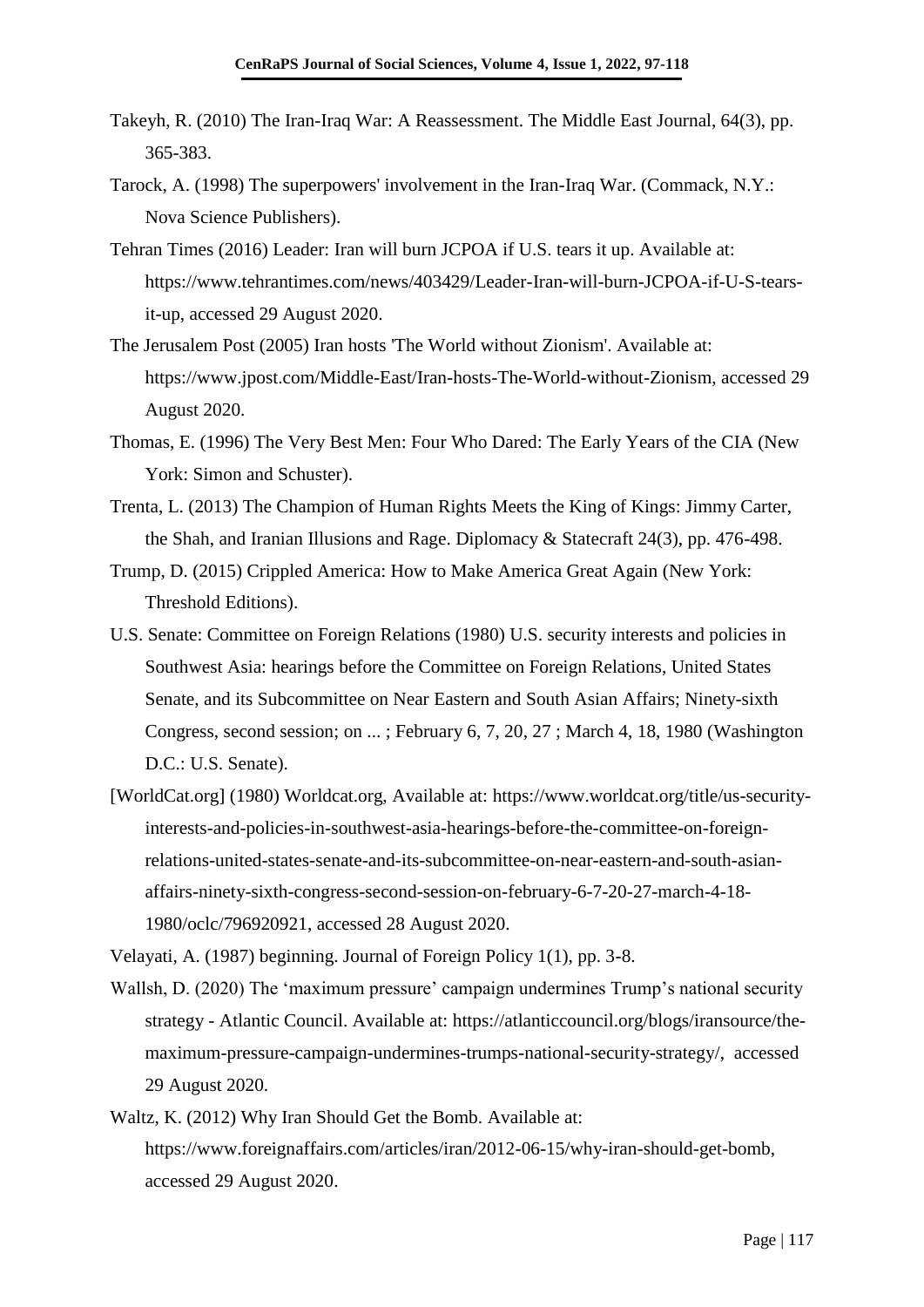Takeyh, R. (2010) The Iran-Iraq War: A Reassessment. The Middle East Journal, 64(3), pp. 365-383.

Tarock, A. (1998) The superpowers' involvement in the Iran-Iraq War. (Commack, N.Y.: Nova Science Publishers).

Tehran Times (2016) Leader: Iran will burn JCPOA if U.S. tears it up. Available at: https://www.tehrantimes.com/news/403429/Leader-Iran-will-burn-JCPOA-if-U-S-tears-it-up, accessed 29 August 2020.

The Jerusalem Post (2005) Iran hosts 'The World without Zionism'. Available at: https://www.jpost.com/Middle-East/Iran-hosts-The-World-without-Zionism, accessed 29 August 2020.

Thomas, E. (1996) The Very Best Men: Four Who Dared: The Early Years of the CIA (New York: Simon and Schuster).

Trenta, L. (2013) The Champion of Human Rights Meets the King of Kings: Jimmy Carter, the Shah, and Iranian Illusions and Rage. Diplomacy & Statecraft 24(3), pp. 476-498.

Trump, D. (2015) Crippled America: How to Make America Great Again (New York: Threshold Editions).

U.S. Senate: Committee on Foreign Relations (1980) U.S. security interests and policies in Southwest Asia: hearings before the Committee on Foreign Relations, United States Senate, and its Subcommittee on Near Eastern and South Asian Affairs; Ninety-sixth Congress, second session; on ... ; February 6, 7, 20, 27 ; March 4, 18, 1980 (Washington D.C.: U.S. Senate).

[WorldCat.org] (1980) Worldcat.org, Available at: https://www.worldcat.org/title/us-security-interests-and-policies-in-southwest-asia-hearings-before-the-committee-on-foreign-relations-united-states-senate-and-its-subcommittee-on-near-eastern-and-south-asian-affairs-ninety-sixth-congress-second-session-on-february-6-7-20-27-march-4-18-1980/oclc/796920921, accessed 28 August 2020.

Velayati, A. (1987) beginning. Journal of Foreign Policy 1(1), pp. 3-8.

Wallsh, D. (2020) The 'maximum pressure' campaign undermines Trump's national security strategy - Atlantic Council. Available at: https://atlanticcouncil.org/blogs/iransource/the-maximum-pressure-campaign-undermines-trumps-national-security-strategy/, accessed 29 August 2020.

Waltz, K. (2012) Why Iran Should Get the Bomb. Available at: https://www.foreignaffairs.com/articles/iran/2012-06-15/why-iran-should-get-bomb, accessed 29 August 2020.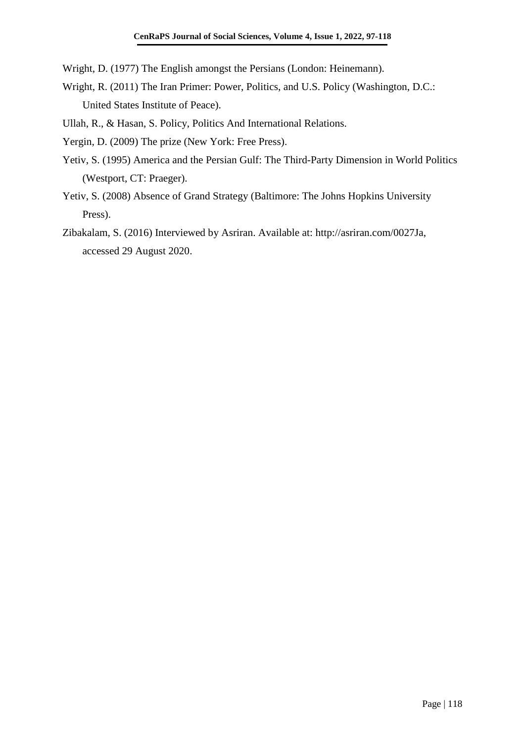Wright, D. (1977) The English amongst the Persians (London: Heinemann).

Wright, R. (2011) The Iran Primer: Power, Politics, and U.S. Policy (Washington, D.C.: United States Institute of Peace).

Ullah, R., & Hasan, S. Policy, Politics And International Relations.

Yergin, D. (2009) The prize (New York: Free Press).

Yetiv, S. (1995) America and the Persian Gulf: The Third-Party Dimension in World Politics (Westport, CT: Praeger).

Yetiv, S. (2008) Absence of Grand Strategy (Baltimore: The Johns Hopkins University Press).

Zibakalam, S. (2016) Interviewed by Asriran. Available at: http://asriran.com/0027Ja, accessed 29 August 2020.